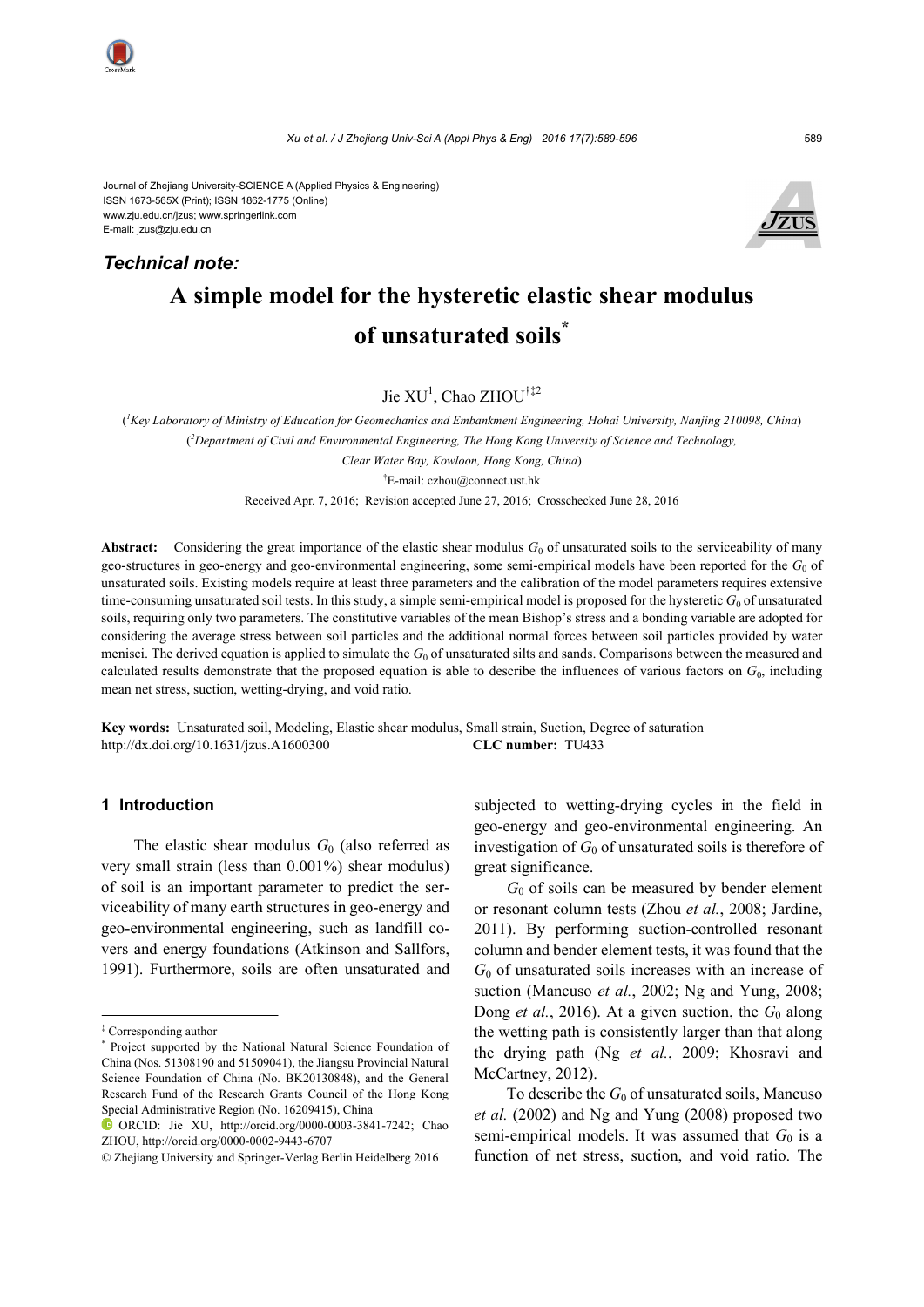Journal of Zhejiang University-SCIENCE A (Applied Physics & Engineering)
ISSN 1673-565X (Print); ISSN 1862-1775 (Online)
www.zju.edu.cn/jzus; www.springerlink.com
E-mail: jzus@zju.edu.cn

***Technical note:***

# A simple model for the hysteretic elastic shear modulus of unsaturated soils*

Jie XU[1], Chao ZHOU[†‡2]

([1]*Key Laboratory of Ministry of Education for Geomechanics and Embankment Engineering, Hohai University, Nanjing 210098, China*)

([2]*Department of Civil and Environmental Engineering, The Hong Kong University of Science and Technology, Clear Water Bay, Kowloon, Hong Kong, China*)

[†]E-mail: czhou@connect.ust.hk

Received Apr. 7, 2016; Revision accepted June 27, 2016; Crosschecked June 28, 2016

**Abstract:** Considering the great importance of the elastic shear modulus $G_0$ of unsaturated soils to the serviceability of many geo-structures in geo-energy and geo-environmental engineering, some semi-empirical models have been reported for the $G_0$ of unsaturated soils. Existing models require at least three parameters and the calibration of the model parameters requires extensive time-consuming unsaturated soil tests. In this study, a simple semi-empirical model is proposed for the hysteretic $G_0$ of unsaturated soils, requiring only two parameters. The constitutive variables of the mean Bishop's stress and a bonding variable are adopted for considering the average stress between soil particles and the additional normal forces between soil particles provided by water menisci. The derived equation is applied to simulate the $G_0$ of unsaturated silts and sands. Comparisons between the measured and calculated results demonstrate that the proposed equation is able to describe the influences of various factors on $G_0$, including mean net stress, suction, wetting-drying, and void ratio.

**Key words:** Unsaturated soil, Modeling, Elastic shear modulus, Small strain, Suction, Degree of saturation
http://dx.doi.org/10.1631/jzus.A1600300 **CLC number:** TU433

## 1 Introduction

The elastic shear modulus $G_0$ (also referred as very small strain (less than 0.001%) shear modulus) of soil is an important parameter to predict the serviceability of many earth structures in geo-energy and geo-environmental engineering, such as landfill covers and energy foundations (Atkinson and Sallfors, 1991). Furthermore, soils are often unsaturated and subjected to wetting-drying cycles in the field in geo-energy and geo-environmental engineering. An investigation of $G_0$ of unsaturated soils is therefore of great significance.

$G_0$ of soils can be measured by bender element or resonant column tests (Zhou *et al.*, 2008; Jardine, 2011). By performing suction-controlled resonant column and bender element tests, it was found that the $G_0$ of unsaturated soils increases with an increase of suction (Mancuso *et al.*, 2002; Ng and Yung, 2008; Dong *et al.*, 2016). At a given suction, the $G_0$ along the wetting path is consistently larger than that along the drying path (Ng *et al.*, 2009; Khosravi and McCartney, 2012).

To describe the $G_0$ of unsaturated soils, Mancuso *et al.* (2002) and Ng and Yung (2008) proposed two semi-empirical models. It was assumed that $G_0$ is a function of net stress, suction, and void ratio. The

---

‡ Corresponding author

\* Project supported by the National Natural Science Foundation of China (Nos. 51308190 and 51509041), the Jiangsu Provincial Natural Science Foundation of China (No. BK20130848), and the General Research Fund of the Research Grants Council of the Hong Kong Special Administrative Region (No. 16209415), China

ORCID: Jie XU, http://orcid.org/0000-0003-3841-7242; Chao ZHOU, http://orcid.org/0000-0002-9443-6707

© Zhejiang University and Springer-Verlag Berlin Heidelberg 2016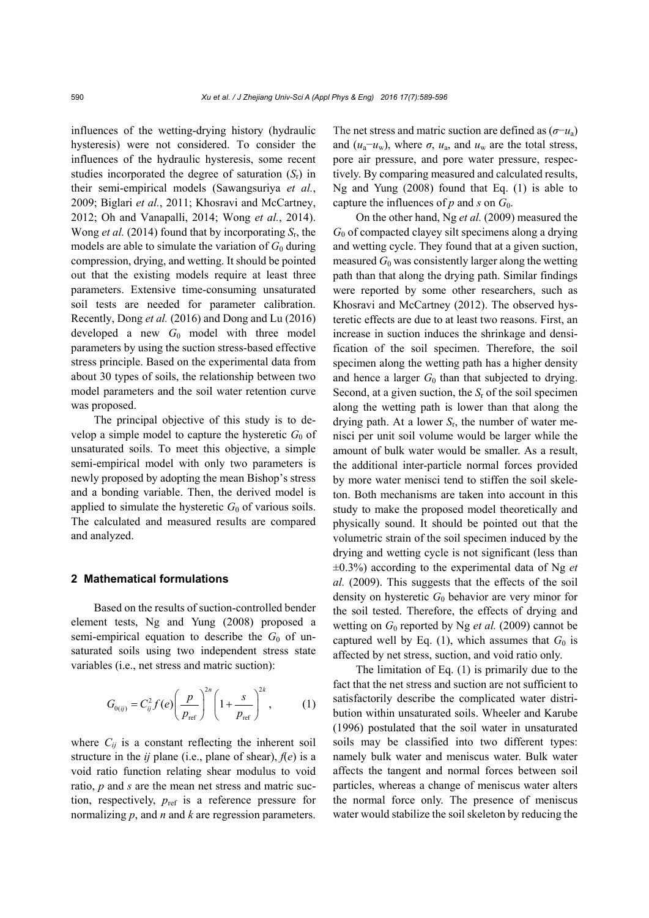influences of the wetting-drying history (hydraulic hysteresis) were not considered. To consider the influences of the hydraulic hysteresis, some recent studies incorporated the degree of saturation ($S_r$) in their semi-empirical models (Sawangsuriya *et al.*, 2009; Biglari *et al.*, 2011; Khosravi and McCartney, 2012; Oh and Vanapalli, 2014; Wong *et al.*, 2014). Wong *et al.* (2014) found that by incorporating $S_r$, the models are able to simulate the variation of $G_0$ during compression, drying, and wetting. It should be pointed out that the existing models require at least three parameters. Extensive time-consuming unsaturated soil tests are needed for parameter calibration. Recently, Dong *et al.* (2016) and Dong and Lu (2016) developed a new $G_0$ model with three model parameters by using the suction stress-based effective stress principle. Based on the experimental data from about 30 types of soils, the relationship between two model parameters and the soil water retention curve was proposed.

The principal objective of this study is to develop a simple model to capture the hysteretic $G_0$ of unsaturated soils. To meet this objective, a simple semi-empirical model with only two parameters is newly proposed by adopting the mean Bishop's stress and a bonding variable. Then, the derived model is applied to simulate the hysteretic $G_0$ of various soils. The calculated and measured results are compared and analyzed.

## 2 Mathematical formulations

Based on the results of suction-controlled bender element tests, Ng and Yung (2008) proposed a semi-empirical equation to describe the $G_0$ of unsaturated soils using two independent stress state variables (i.e., net stress and matric suction):

$$G_{0(ij)} = C_{ij}^2 f(e)\left(\frac{p}{p_{\mathrm{ref}}}\right)^{2n}\left(1+\frac{s}{p_{\mathrm{ref}}}\right)^{2k}, \tag{1}$$

where $C_{ij}$ is a constant reflecting the inherent soil structure in the *ij* plane (i.e., plane of shear), $f(e)$ is a void ratio function relating shear modulus to void ratio, $p$ and $s$ are the mean net stress and matric suction, respectively, $p_{\mathrm{ref}}$ is a reference pressure for normalizing $p$, and $n$ and $k$ are regression parameters. The net stress and matric suction are defined as $(\sigma-u_a)$ and $(u_a-u_w)$, where $\sigma$, $u_a$, and $u_w$ are the total stress, pore air pressure, and pore water pressure, respectively. By comparing measured and calculated results, Ng and Yung (2008) found that Eq. (1) is able to capture the influences of $p$ and $s$ on $G_0$.

On the other hand, Ng *et al.* (2009) measured the $G_0$ of compacted clayey silt specimens along a drying and wetting cycle. They found that at a given suction, measured $G_0$ was consistently larger along the wetting path than that along the drying path. Similar findings were reported by some other researchers, such as Khosravi and McCartney (2012). The observed hysteretic effects are due to at least two reasons. First, an increase in suction induces the shrinkage and densification of the soil specimen. Therefore, the soil specimen along the wetting path has a higher density and hence a larger $G_0$ than that subjected to drying. Second, at a given suction, the $S_r$ of the soil specimen along the wetting path is lower than that along the drying path. At a lower $S_r$, the number of water menisci per unit soil volume would be larger while the amount of bulk water would be smaller. As a result, the additional inter-particle normal forces provided by more water menisci tend to stiffen the soil skeleton. Both mechanisms are taken into account in this study to make the proposed model theoretically and physically sound. It should be pointed out that the volumetric strain of the soil specimen induced by the drying and wetting cycle is not significant (less than ±0.3%) according to the experimental data of Ng *et al.* (2009). This suggests that the effects of the soil density on hysteretic $G_0$ behavior are very minor for the soil tested. Therefore, the effects of drying and wetting on $G_0$ reported by Ng *et al.* (2009) cannot be captured well by Eq. (1), which assumes that $G_0$ is affected by net stress, suction, and void ratio only.

The limitation of Eq. (1) is primarily due to the fact that the net stress and suction are not sufficient to satisfactorily describe the complicated water distribution within unsaturated soils. Wheeler and Karube (1996) postulated that the soil water in unsaturated soils may be classified into two different types: namely bulk water and meniscus water. Bulk water affects the tangent and normal forces between soil particles, whereas a change of meniscus water alters the normal force only. The presence of meniscus water would stabilize the soil skeleton by reducing the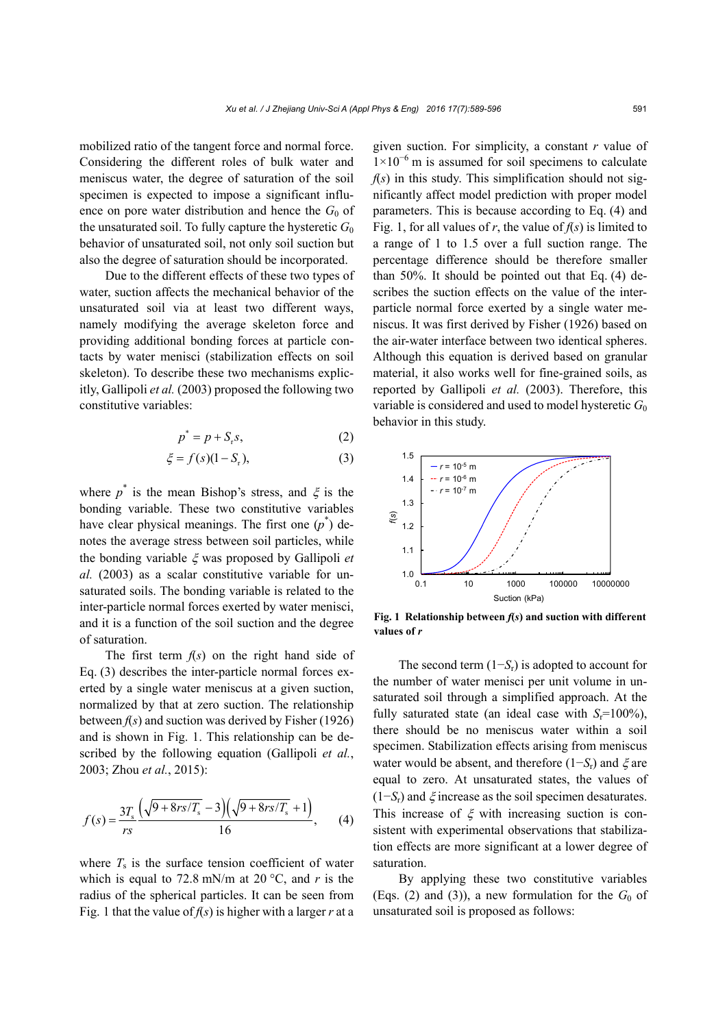mobilized ratio of the tangent force and normal force. Considering the different roles of bulk water and meniscus water, the degree of saturation of the soil specimen is expected to impose a significant influence on pore water distribution and hence the $G_0$ of the unsaturated soil. To fully capture the hysteretic $G_0$ behavior of unsaturated soil, not only soil suction but also the degree of saturation should be incorporated.

Due to the different effects of these two types of water, suction affects the mechanical behavior of the unsaturated soil via at least two different ways, namely modifying the average skeleton force and providing additional bonding forces at particle contacts by water menisci (stabilization effects on soil skeleton). To describe these two mechanisms explicitly, Gallipoli *et al.* (2003) proposed the following two constitutive variables:

$$p^* = p + S_r s, \tag{2}$$

$$\xi = f(s)(1 - S_r), \tag{3}$$

where $p^*$ is the mean Bishop's stress, and $\xi$ is the bonding variable. These two constitutive variables have clear physical meanings. The first one ($p^*$) denotes the average stress between soil particles, while the bonding variable $\xi$ was proposed by Gallipoli *et al.* (2003) as a scalar constitutive variable for unsaturated soils. The bonding variable is related to the inter-particle normal forces exerted by water menisci, and it is a function of the soil suction and the degree of saturation.

The first term $f(s)$ on the right hand side of Eq. (3) describes the inter-particle normal forces exerted by a single water meniscus at a given suction, normalized by that at zero suction. The relationship between $f(s)$ and suction was derived by Fisher (1926) and is shown in Fig. 1. This relationship can be described by the following equation (Gallipoli *et al.*, 2003; Zhou *et al.*, 2015):

$$f(s) = \frac{3T_s}{rs} \frac{\left(\sqrt{9 + 8rs/T_s} - 3\right)\left(\sqrt{9 + 8rs/T_s} + 1\right)}{16}, \tag{4}$$

where $T_s$ is the surface tension coefficient of water which is equal to 72.8 mN/m at 20 °C, and $r$ is the radius of the spherical particles. It can be seen from Fig. 1 that the value of $f(s)$ is higher with a larger $r$ at a given suction. For simplicity, a constant $r$ value of $1\times10^{-6}$ m is assumed for soil specimens to calculate $f(s)$ in this study. This simplification should not significantly affect model prediction with proper model parameters. This is because according to Eq. (4) and Fig. 1, for all values of $r$, the value of $f(s)$ is limited to a range of 1 to 1.5 over a full suction range. The percentage difference should be therefore smaller than 50%. It should be pointed out that Eq. (4) describes the suction effects on the value of the inter-particle normal force exerted by a single water meniscus. It was first derived by Fisher (1926) based on the air-water interface between two identical spheres. Although this equation is derived based on granular material, it also works well for fine-grained soils, as reported by Gallipoli *et al.* (2003). Therefore, this variable is considered and used to model hysteretic $G_0$ behavior in this study.

**Fig. 1 Relationship between $f(s)$ and suction with different values of $r$**

The second term $(1-S_r)$ is adopted to account for the number of water menisci per unit volume in unsaturated soil through a simplified approach. At the fully saturated state (an ideal case with $S_r$=100%), there should be no meniscus water within a soil specimen. Stabilization effects arising from meniscus water would be absent, and therefore $(1-S_r)$ and $\xi$ are equal to zero. At unsaturated states, the values of $(1-S_r)$ and $\xi$ increase as the soil specimen desaturates. This increase of $\xi$ with increasing suction is consistent with experimental observations that stabilization effects are more significant at a lower degree of saturation.

By applying these two constitutive variables (Eqs. (2) and (3)), a new formulation for the $G_0$ of unsaturated soil is proposed as follows: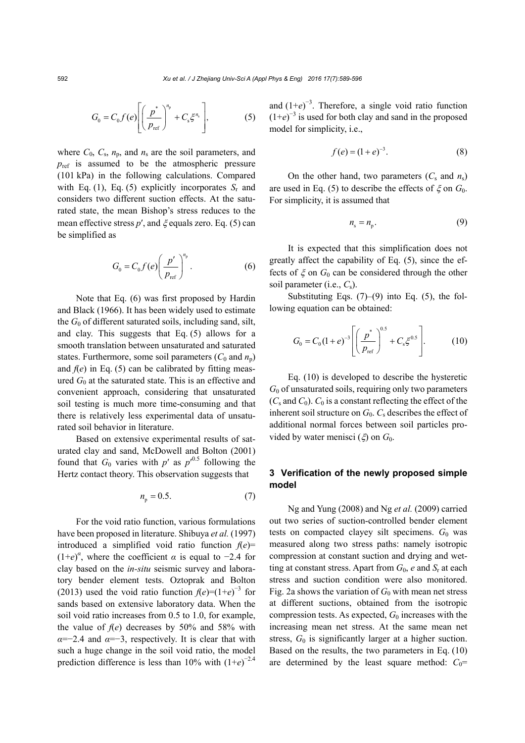$$G_0 = C_0 f(e)\left[\left(\frac{p^*}{p_{\text{ref}}}\right)^{n_p} + C_s \xi^{n_s}\right], \tag{5}$$

where $C_0$, $C_s$, $n_p$, and $n_s$ are the soil parameters, and $p_{\text{ref}}$ is assumed to be the atmospheric pressure (101 kPa) in the following calculations. Compared with Eq. (1), Eq. (5) explicitly incorporates $S_r$ and considers two different suction effects. At the saturated state, the mean Bishop's stress reduces to the mean effective stress $p'$, and $\xi$ equals zero. Eq. (5) can be simplified as

$$G_0 = C_0 f(e)\left(\frac{p'}{p_{\text{ref}}}\right)^{n_p}. \tag{6}$$

Note that Eq. (6) was first proposed by Hardin and Black (1966). It has been widely used to estimate the $G_0$ of different saturated soils, including sand, silt, and clay. This suggests that Eq. (5) allows for a smooth translation between unsaturated and saturated states. Furthermore, some soil parameters ($C_0$ and $n_p$) and $f(e)$ in Eq. (5) can be calibrated by fitting measured $G_0$ at the saturated state. This is an effective and convenient approach, considering that unsaturated soil testing is much more time-consuming and that there is relatively less experimental data of unsaturated soil behavior in literature.

Based on extensive experimental results of saturated clay and sand, McDowell and Bolton (2001) found that $G_0$ varies with $p'$ as $p'^{0.5}$ following the Hertz contact theory. This observation suggests that

$$n_p = 0.5. \tag{7}$$

For the void ratio function, various formulations have been proposed in literature. Shibuya *et al.* (1997) introduced a simplified void ratio function $f(e)=(1+e)^{\alpha}$, where the coefficient $\alpha$ is equal to $-2.4$ for clay based on the *in-situ* seismic survey and laboratory bender element tests. Oztoprak and Bolton (2013) used the void ratio function $f(e)=(1+e)^{-3}$ for sands based on extensive laboratory data. When the soil void ratio increases from 0.5 to 1.0, for example, the value of $f(e)$ decreases by 50% and 58% with $\alpha=-2.4$ and $\alpha=-3$, respectively. It is clear that with such a huge change in the soil void ratio, the model prediction difference is less than 10% with $(1+e)^{-2.4}$ and $(1+e)^{-3}$. Therefore, a single void ratio function $(1+e)^{-3}$ is used for both clay and sand in the proposed model for simplicity, i.e.,

$$f(e) = (1+e)^{-3}. \tag{8}$$

On the other hand, two parameters ($C_s$ and $n_s$) are used in Eq. (5) to describe the effects of $\xi$ on $G_0$. For simplicity, it is assumed that

$$n_s = n_p. \tag{9}$$

It is expected that this simplification does not greatly affect the capability of Eq. (5), since the effects of $\xi$ on $G_0$ can be considered through the other soil parameter (i.e., $C_s$).

Substituting Eqs. (7)–(9) into Eq. (5), the following equation can be obtained:

$$G_0 = C_0(1+e)^{-3}\left[\left(\frac{p^*}{p_{\text{ref}}}\right)^{0.5} + C_s \xi^{0.5}\right]. \tag{10}$$

Eq. (10) is developed to describe the hysteretic $G_0$ of unsaturated soils, requiring only two parameters ($C_s$ and $C_0$). $C_0$ is a constant reflecting the effect of the inherent soil structure on $G_0$. $C_s$ describes the effect of additional normal forces between soil particles provided by water menisci ($\xi$) on $G_0$.

## 3 Verification of the newly proposed simple model

Ng and Yung (2008) and Ng *et al.* (2009) carried out two series of suction-controlled bender element tests on compacted clayey silt specimens. $G_0$ was measured along two stress paths: namely isotropic compression at constant suction and drying and wetting at constant stress. Apart from $G_0$, $e$ and $S_r$ at each stress and suction condition were also monitored. Fig. 2a shows the variation of $G_0$ with mean net stress at different suctions, obtained from the isotropic compression tests. As expected, $G_0$ increases with the increasing mean net stress. At the same mean net stress, $G_0$ is significantly larger at a higher suction. Based on the results, the two parameters in Eq. (10) are determined by the least square method: $C_0$=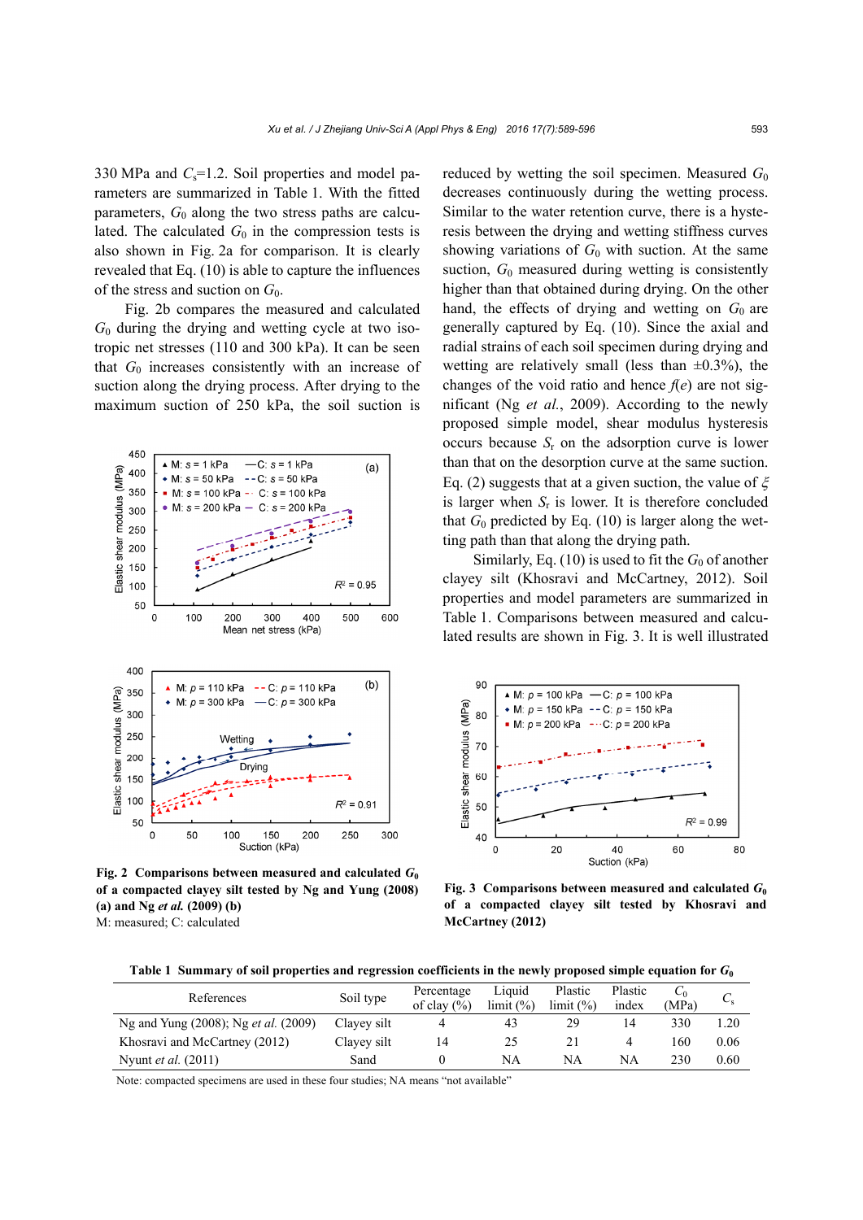330 MPa and $C_s$=1.2. Soil properties and model parameters are summarized in Table 1. With the fitted parameters, $G_0$ along the two stress paths are calculated. The calculated $G_0$ in the compression tests is also shown in Fig. 2a for comparison. It is clearly revealed that Eq. (10) is able to capture the influences of the stress and suction on $G_0$.

Fig. 2b compares the measured and calculated $G_0$ during the drying and wetting cycle at two isotropic net stresses (110 and 300 kPa). It can be seen that $G_0$ increases consistently with an increase of suction along the drying process. After drying to the maximum suction of 250 kPa, the soil suction is reduced by wetting the soil specimen. Measured $G_0$ decreases continuously during the wetting process. Similar to the water retention curve, there is a hysteresis between the drying and wetting stiffness curves showing variations of $G_0$ with suction. At the same suction, $G_0$ measured during wetting is consistently higher than that obtained during drying. On the other hand, the effects of drying and wetting on $G_0$ are generally captured by Eq. (10). Since the axial and radial strains of each soil specimen during drying and wetting are relatively small (less than ±0.3%), the changes of the void ratio and hence $f(e)$ are not significant (Ng *et al.*, 2009). According to the newly proposed simple model, shear modulus hysteresis occurs because $S_r$ on the adsorption curve is lower than that on the desorption curve at the same suction. Eq. (2) suggests that at a given suction, the value of $\xi$ is larger when $S_r$ is lower. It is therefore concluded that $G_0$ predicted by Eq. (10) is larger along the wetting path than that along the drying path.

Similarly, Eq. (10) is used to fit the $G_0$ of another clayey silt (Khosravi and McCartney, 2012). Soil properties and model parameters are summarized in Table 1. Comparisons between measured and calculated results are shown in Fig. 3. It is well illustrated

**Fig. 2 Comparisons between measured and calculated $G_0$ of a compacted clayey silt tested by Ng and Yung (2008) (a) and Ng *et al.* (2009) (b)**
M: measured; C: calculated

**Fig. 3 Comparisons between measured and calculated $G_0$ of a compacted clayey silt tested by Khosravi and McCartney (2012)**

**Table 1 Summary of soil properties and regression coefficients in the newly proposed simple equation for $G_0$**

| References | Soil type | Percentage of clay (%) | Liquid limit (%) | Plastic limit (%) | Plastic index | $C_0$ (MPa) | $C_s$ |
|---|---|---|---|---|---|---|---|
| Ng and Yung (2008); Ng *et al.* (2009) | Clayey silt | 4 | 43 | 29 | 14 | 330 | 1.20 |
| Khosravi and McCartney (2012) | Clayey silt | 14 | 25 | 21 | 4 | 160 | 0.06 |
| Nyunt *et al.* (2011) | Sand | 0 | NA | NA | NA | 230 | 0.60 |

Note: compacted specimens are used in these four studies; NA means "not available"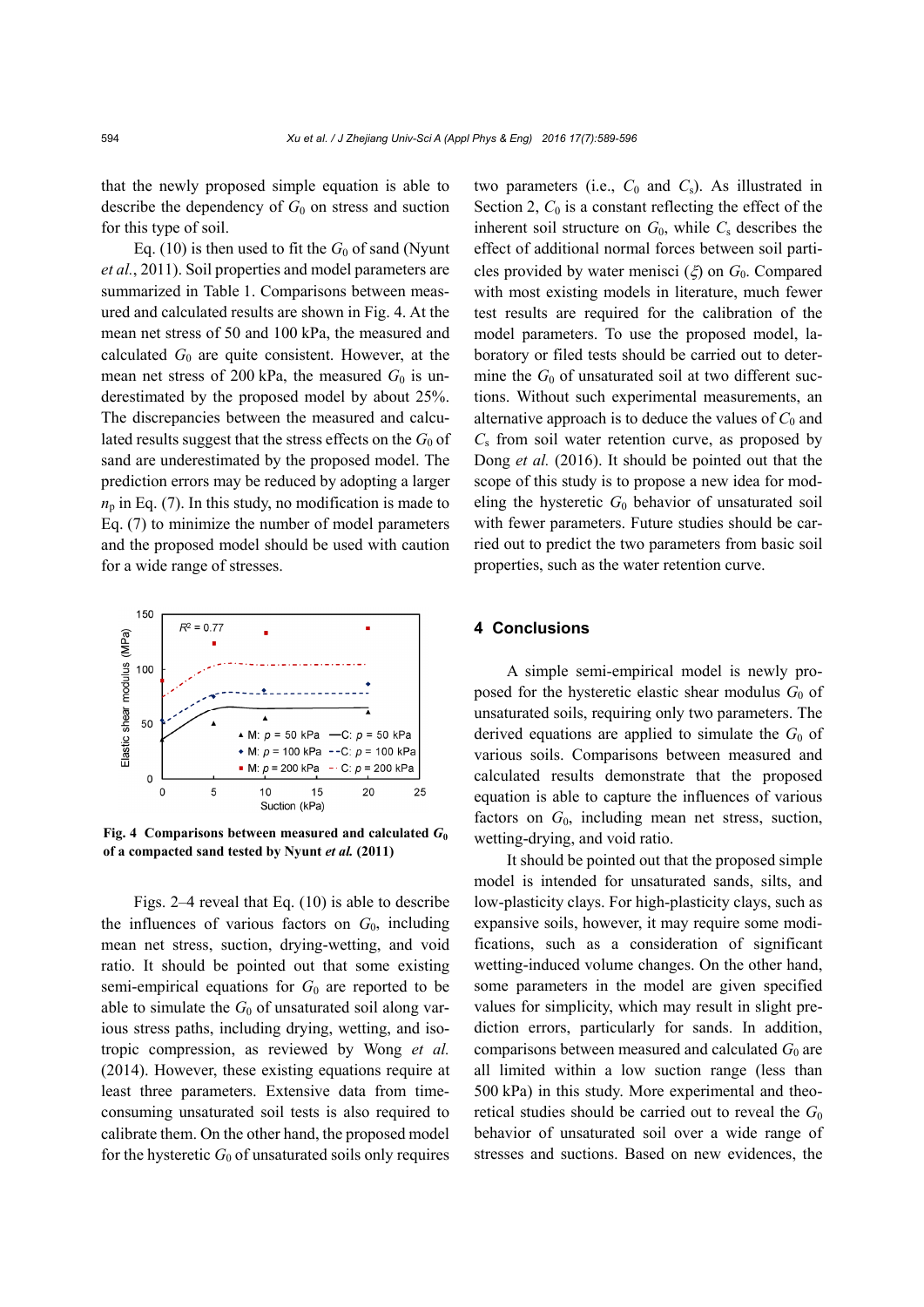that the newly proposed simple equation is able to describe the dependency of $G_0$ on stress and suction for this type of soil.

Eq. (10) is then used to fit the $G_0$ of sand (Nyunt *et al.*, 2011). Soil properties and model parameters are summarized in Table 1. Comparisons between measured and calculated results are shown in Fig. 4. At the mean net stress of 50 and 100 kPa, the measured and calculated $G_0$ are quite consistent. However, at the mean net stress of 200 kPa, the measured $G_0$ is underestimated by the proposed model by about 25%. The discrepancies between the measured and calculated results suggest that the stress effects on the $G_0$ of sand are underestimated by the proposed model. The prediction errors may be reduced by adopting a larger $n_p$ in Eq. (7). In this study, no modification is made to Eq. (7) to minimize the number of model parameters and the proposed model should be used with caution for a wide range of stresses.

**Fig. 4 Comparisons between measured and calculated $G_0$ of a compacted sand tested by Nyunt *et al.* (2011)**

Figs. 2–4 reveal that Eq. (10) is able to describe the influences of various factors on $G_0$, including mean net stress, suction, drying-wetting, and void ratio. It should be pointed out that some existing semi-empirical equations for $G_0$ are reported to be able to simulate the $G_0$ of unsaturated soil along various stress paths, including drying, wetting, and isotropic compression, as reviewed by Wong *et al.* (2014). However, these existing equations require at least three parameters. Extensive data from time-consuming unsaturated soil tests is also required to calibrate them. On the other hand, the proposed model for the hysteretic $G_0$ of unsaturated soils only requires two parameters (i.e., $C_0$ and $C_s$). As illustrated in Section 2, $C_0$ is a constant reflecting the effect of the inherent soil structure on $G_0$, while $C_s$ describes the effect of additional normal forces between soil particles provided by water menisci ($\xi$) on $G_0$. Compared with most existing models in literature, much fewer test results are required for the calibration of the model parameters. To use the proposed model, laboratory or filed tests should be carried out to determine the $G_0$ of unsaturated soil at two different suctions. Without such experimental measurements, an alternative approach is to deduce the values of $C_0$ and $C_s$ from soil water retention curve, as proposed by Dong *et al.* (2016). It should be pointed out that the scope of this study is to propose a new idea for modeling the hysteretic $G_0$ behavior of unsaturated soil with fewer parameters. Future studies should be carried out to predict the two parameters from basic soil properties, such as the water retention curve.

## 4 Conclusions

A simple semi-empirical model is newly proposed for the hysteretic elastic shear modulus $G_0$ of unsaturated soils, requiring only two parameters. The derived equations are applied to simulate the $G_0$ of various soils. Comparisons between measured and calculated results demonstrate that the proposed equation is able to capture the influences of various factors on $G_0$, including mean net stress, suction, wetting-drying, and void ratio.

It should be pointed out that the proposed simple model is intended for unsaturated sands, silts, and low-plasticity clays. For high-plasticity clays, such as expansive soils, however, it may require some modifications, such as a consideration of significant wetting-induced volume changes. On the other hand, some parameters in the model are given specified values for simplicity, which may result in slight prediction errors, particularly for sands. In addition, comparisons between measured and calculated $G_0$ are all limited within a low suction range (less than 500 kPa) in this study. More experimental and theoretical studies should be carried out to reveal the $G_0$ behavior of unsaturated soil over a wide range of stresses and suctions. Based on new evidences, the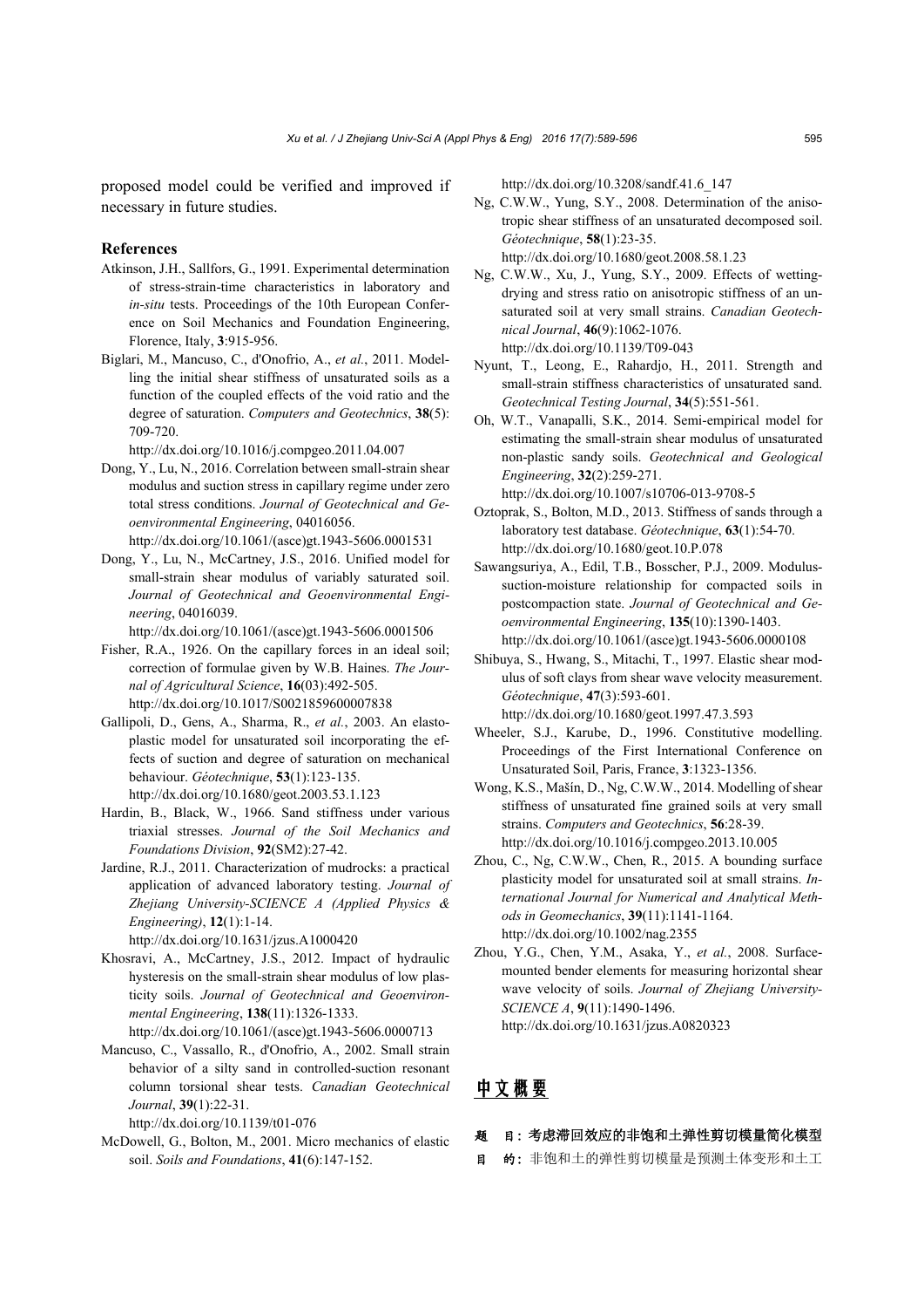proposed model could be verified and improved if necessary in future studies.

## References

Atkinson, J.H., Sallfors, G., 1991. Experimental determination of stress-strain-time characteristics in laboratory and *in-situ* tests. Proceedings of the 10th European Conference on Soil Mechanics and Foundation Engineering, Florence, Italy, **3**:915-956.

Biglari, M., Mancuso, C., d'Onofrio, A., *et al.*, 2011. Modelling the initial shear stiffness of unsaturated soils as a function of the coupled effects of the void ratio and the degree of saturation. *Computers and Geotechnics*, **38**(5): 709-720. http://dx.doi.org/10.1016/j.compgeo.2011.04.007

Dong, Y., Lu, N., 2016. Correlation between small-strain shear modulus and suction stress in capillary regime under zero total stress conditions. *Journal of Geotechnical and Geoenvironmental Engineering*, 04016056. http://dx.doi.org/10.1061/(asce)gt.1943-5606.0001531

Dong, Y., Lu, N., McCartney, J.S., 2016. Unified model for small-strain shear modulus of variably saturated soil. *Journal of Geotechnical and Geoenvironmental Engineering*, 04016039. http://dx.doi.org/10.1061/(asce)gt.1943-5606.0001506

Fisher, R.A., 1926. On the capillary forces in an ideal soil; correction of formulae given by W.B. Haines. *The Journal of Agricultural Science*, **16**(03):492-505. http://dx.doi.org/10.1017/S0021859600007838

Gallipoli, D., Gens, A., Sharma, R., *et al.*, 2003. An elastoplastic model for unsaturated soil incorporating the effects of suction and degree of saturation on mechanical behaviour. *Géotechnique*, **53**(1):123-135. http://dx.doi.org/10.1680/geot.2003.53.1.123

Hardin, B., Black, W., 1966. Sand stiffness under various triaxial stresses. *Journal of the Soil Mechanics and Foundations Division*, **92**(SM2):27-42.

Jardine, R.J., 2011. Characterization of mudrocks: a practical application of advanced laboratory testing. *Journal of Zhejiang University-SCIENCE A (Applied Physics & Engineering)*, **12**(1):1-14. http://dx.doi.org/10.1631/jzus.A1000420

Khosravi, A., McCartney, J.S., 2012. Impact of hydraulic hysteresis on the small-strain shear modulus of low plasticity soils. *Journal of Geotechnical and Geoenvironmental Engineering*, **138**(11):1326-1333. http://dx.doi.org/10.1061/(asce)gt.1943-5606.0000713

Mancuso, C., Vassallo, R., d'Onofrio, A., 2002. Small strain behavior of a silty sand in controlled-suction resonant column torsional shear tests. *Canadian Geotechnical Journal*, **39**(1):22-31. http://dx.doi.org/10.1139/t01-076

McDowell, G., Bolton, M., 2001. Micro mechanics of elastic soil. *Soils and Foundations*, **41**(6):147-152. http://dx.doi.org/10.3208/sandf.41.6_147

Ng, C.W.W., Yung, S.Y., 2008. Determination of the anisotropic shear stiffness of an unsaturated decomposed soil. *Géotechnique*, **58**(1):23-35. http://dx.doi.org/10.1680/geot.2008.58.1.23

Ng, C.W.W., Xu, J., Yung, S.Y., 2009. Effects of wetting-drying and stress ratio on anisotropic stiffness of an unsaturated soil at very small strains. *Canadian Geotechnical Journal*, **46**(9):1062-1076. http://dx.doi.org/10.1139/T09-043

Nyunt, T., Leong, E., Rahardjo, H., 2011. Strength and small-strain stiffness characteristics of unsaturated sand. *Geotechnical Testing Journal*, **34**(5):551-561.

Oh, W.T., Vanapalli, S.K., 2014. Semi-empirical model for estimating the small-strain shear modulus of unsaturated non-plastic sandy soils. *Geotechnical and Geological Engineering*, **32**(2):259-271. http://dx.doi.org/10.1007/s10706-013-9708-5

Oztoprak, S., Bolton, M.D., 2013. Stiffness of sands through a laboratory test database. *Géotechnique*, **63**(1):54-70. http://dx.doi.org/10.1680/geot.10.P.078

Sawangsuriya, A., Edil, T.B., Bosscher, P.J., 2009. Modulus-suction-moisture relationship for compacted soils in postcompaction state. *Journal of Geotechnical and Geoenvironmental Engineering*, **135**(10):1390-1403. http://dx.doi.org/10.1061/(asce)gt.1943-5606.0000108

Shibuya, S., Hwang, S., Mitachi, T., 1997. Elastic shear modulus of soft clays from shear wave velocity measurement. *Géotechnique*, **47**(3):593-601. http://dx.doi.org/10.1680/geot.1997.47.3.593

Wheeler, S.J., Karube, D., 1996. Constitutive modelling. Proceedings of the First International Conference on Unsaturated Soil, Paris, France, **3**:1323-1356.

Wong, K.S., Mašín, D., Ng, C.W.W., 2014. Modelling of shear stiffness of unsaturated fine grained soils at very small strains. *Computers and Geotechnics*, **56**:28-39. http://dx.doi.org/10.1016/j.compgeo.2013.10.005

Zhou, C., Ng, C.W.W., Chen, R., 2015. A bounding surface plasticity model for unsaturated soil at small strains. *International Journal for Numerical and Analytical Methods in Geomechanics*, **39**(11):1141-1164. http://dx.doi.org/10.1002/nag.2355

Zhou, Y.G., Chen, Y.M., Asaka, Y., *et al.*, 2008. Surface-mounted bender elements for measuring horizontal shear wave velocity of soils. *Journal of Zhejiang University-SCIENCE A*, **9**(11):1490-1496. http://dx.doi.org/10.1631/jzus.A0820323

## 中文概要

**题　目：考虑滞回效应的非饱和土弹性剪切模量简化模型**

**目　的：** 非饱和土的弹性剪切模量是预测土体变形和土工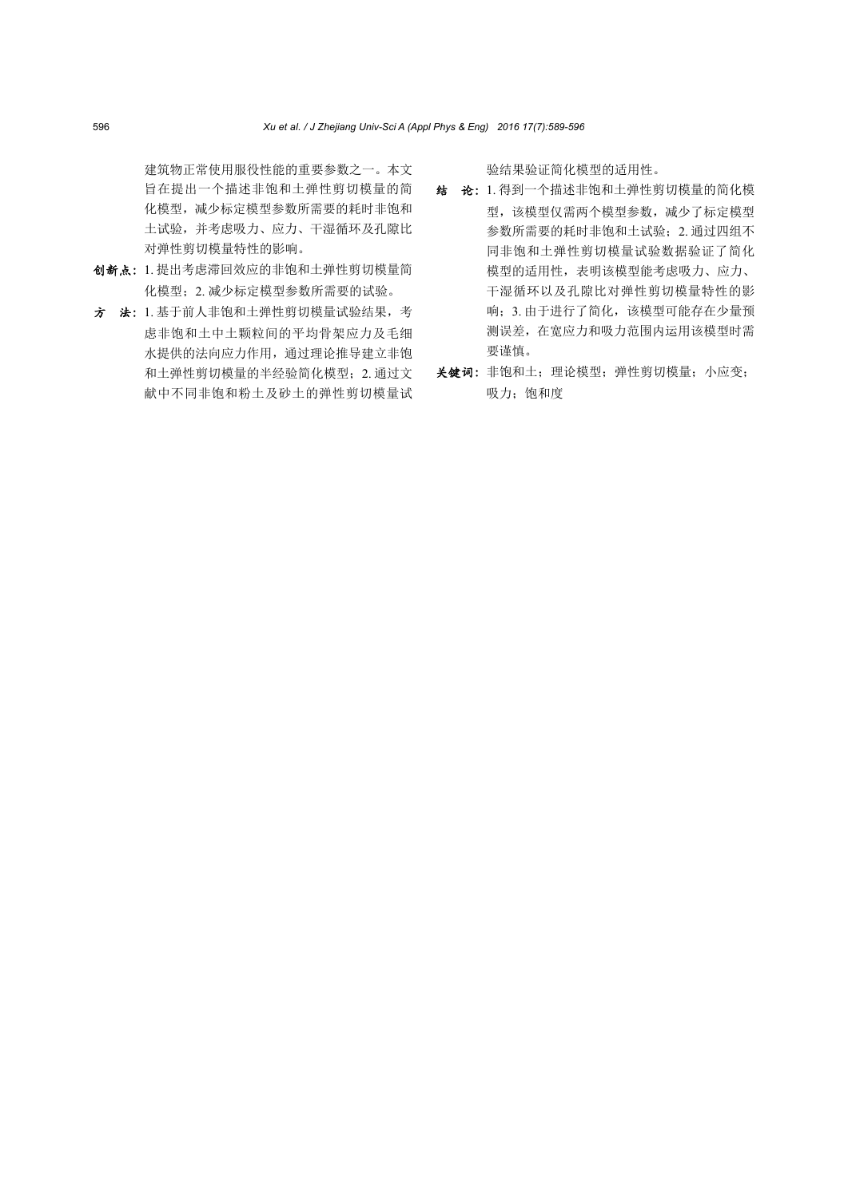建筑物正常使用服役性能的重要参数之一。本文旨在提出一个描述非饱和土弹性剪切模量的简化模型，减少标定模型参数所需要的耗时非饱和土试验，并考虑吸力、应力、干湿循环及孔隙比对弹性剪切模量特性的影响。

**创新点：** 1. 提出考虑滞回效应的非饱和土弹性剪切模量简化模型；2. 减少标定模型参数所需要的试验。

**方　法：** 1. 基于前人非饱和土弹性剪切模量试验结果，考虑非饱和土中土颗粒间的平均骨架应力及毛细水提供的法向应力作用，通过理论推导建立非饱和土弹性剪切模量的半经验简化模型；2. 通过文献中不同非饱和粉土及砂土的弹性剪切模量试验结果验证简化模型的适用性。

**结　论：** 1. 得到一个描述非饱和土弹性剪切模量的简化模型，该模型仅需两个模型参数，减少了标定模型参数所需要的耗时非饱和土试验；2. 通过四组不同非饱和土弹性剪切模量试验数据验证了简化模型的适用性，表明该模型能考虑吸力、应力、干湿循环以及孔隙比对弹性剪切模量特性的影响；3. 由于进行了简化，该模型可能存在少量预测误差，在宽应力和吸力范围内运用该模型时需要谨慎。

**关键词：** 非饱和土；理论模型；弹性剪切模量；小应变；吸力；饱和度